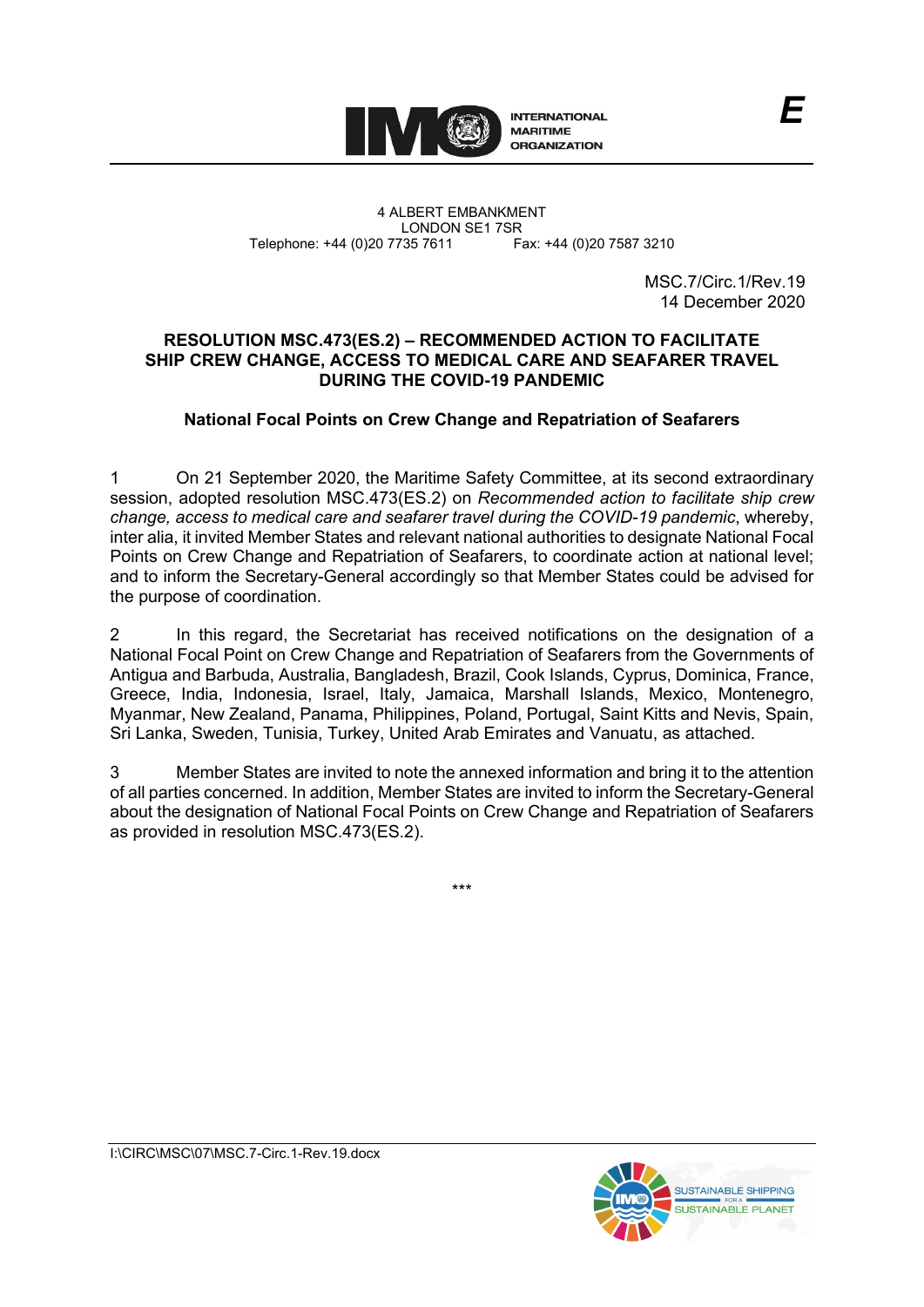INTERNATIONAL MARITIME ORGANIZATION

*E*

4 ALBERT EMBANKMENT
LONDON SE1 7SR
Telephone: +44 (0)20 7735 7611 Fax: +44 (0)20 7587 3210

MSC.7/Circ.1/Rev.19
14 December 2020

## RESOLUTION MSC.473(ES.2) – RECOMMENDED ACTION TO FACILITATE SHIP CREW CHANGE, ACCESS TO MEDICAL CARE AND SEAFARER TRAVEL DURING THE COVID-19 PANDEMIC

### National Focal Points on Crew Change and Repatriation of Seafarers

1 On 21 September 2020, the Maritime Safety Committee, at its second extraordinary session, adopted resolution MSC.473(ES.2) on *Recommended action to facilitate ship crew change, access to medical care and seafarer travel during the COVID-19 pandemic*, whereby, inter alia, it invited Member States and relevant national authorities to designate National Focal Points on Crew Change and Repatriation of Seafarers, to coordinate action at national level; and to inform the Secretary-General accordingly so that Member States could be advised for the purpose of coordination.

2 In this regard, the Secretariat has received notifications on the designation of a National Focal Point on Crew Change and Repatriation of Seafarers from the Governments of Antigua and Barbuda, Australia, Bangladesh, Brazil, Cook Islands, Cyprus, Dominica, France, Greece, India, Indonesia, Israel, Italy, Jamaica, Marshall Islands, Mexico, Montenegro, Myanmar, New Zealand, Panama, Philippines, Poland, Portugal, Saint Kitts and Nevis, Spain, Sri Lanka, Sweden, Tunisia, Turkey, United Arab Emirates and Vanuatu, as attached.

3 Member States are invited to note the annexed information and bring it to the attention of all parties concerned. In addition, Member States are invited to inform the Secretary-General about the designation of National Focal Points on Crew Change and Repatriation of Seafarers as provided in resolution MSC.473(ES.2).

\*\*\*

I:\CIRC\MSC\07\MSC.7-Circ.1-Rev.19.docx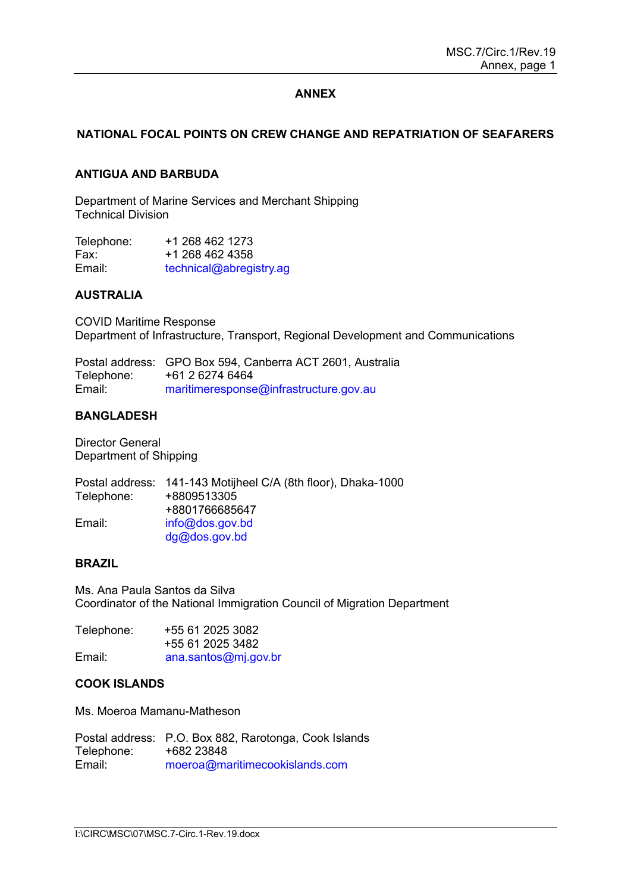# ANNEX

## NATIONAL FOCAL POINTS ON CREW CHANGE AND REPATRIATION OF SEAFARERS

### ANTIGUA AND BARBUDA

Department of Marine Services and Merchant Shipping
Technical Division

| | |
|---|---|
| Telephone: | +1 268 462 1273 |
| Fax: | +1 268 462 4358 |
| Email: | technical@abregistry.ag |

### AUSTRALIA

COVID Maritime Response
Department of Infrastructure, Transport, Regional Development and Communications

| | |
|---|---|
| Postal address: | GPO Box 594, Canberra ACT 2601, Australia |
| Telephone: | +61 2 6274 6464 |
| Email: | maritimeresponse@infrastructure.gov.au |

### BANGLADESH

Director General
Department of Shipping

| | |
|---|---|
| Postal address: | 141-143 Motijheel C/A (8th floor), Dhaka-1000 |
| Telephone: | +8809513305<br>+8801766685647 |
| Email: | info@dos.gov.bd<br>dg@dos.gov.bd |

### BRAZIL

Ms. Ana Paula Santos da Silva
Coordinator of the National Immigration Council of Migration Department

| | |
|---|---|
| Telephone: | +55 61 2025 3082<br>+55 61 2025 3482 |
| Email: | ana.santos@mj.gov.br |

### COOK ISLANDS

Ms. Moeroa Mamanu-Matheson

| | |
|---|---|
| Postal address: | P.O. Box 882, Rarotonga, Cook Islands |
| Telephone: | +682 23848 |
| Email: | moeroa@maritimecookislands.com |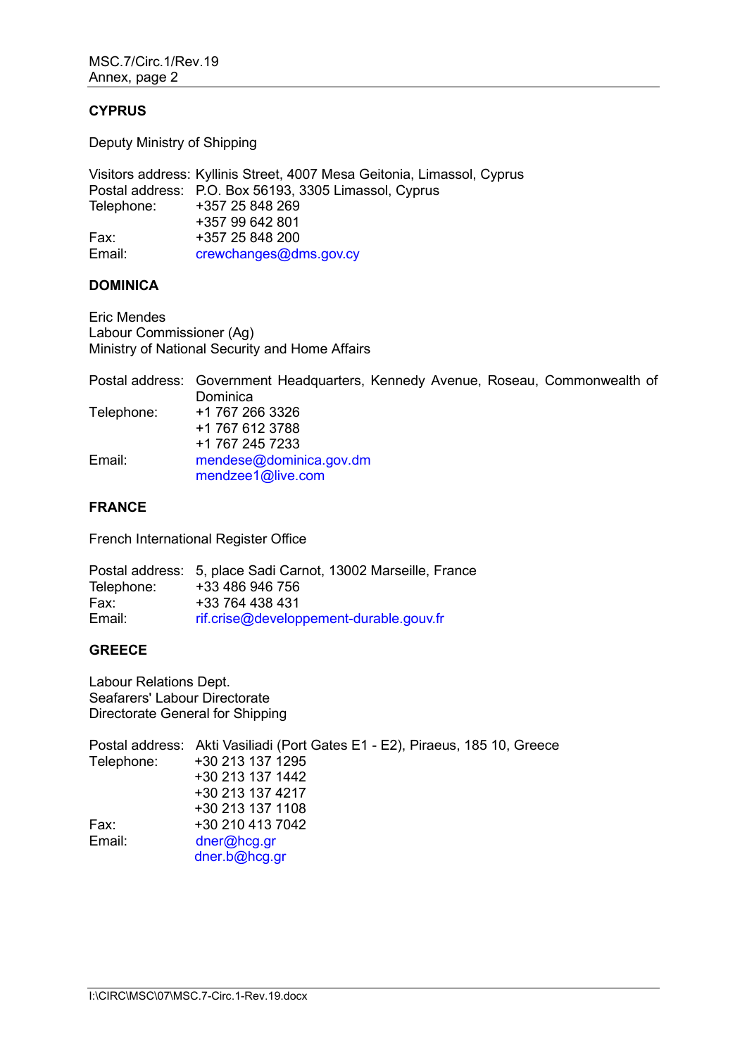## CYPRUS

Deputy Ministry of Shipping

Visitors address: Kyllinis Street, 4007 Mesa Geitonia, Limassol, Cyprus
Postal address: P.O. Box 56193, 3305 Limassol, Cyprus
Telephone: +357 25 848 269
+357 99 642 801
Fax: +357 25 848 200
Email: crewchanges@dms.gov.cy

## DOMINICA

Eric Mendes
Labour Commissioner (Ag)
Ministry of National Security and Home Affairs

Postal address: Government Headquarters, Kennedy Avenue, Roseau, Commonwealth of Dominica
Telephone: +1 767 266 3326
+1 767 612 3788
+1 767 245 7233
Email: mendese@dominica.gov.dm
mendzee1@live.com

## FRANCE

French International Register Office

Postal address: 5, place Sadi Carnot, 13002 Marseille, France
Telephone: +33 486 946 756
Fax: +33 764 438 431
Email: rif.crise@developpement-durable.gouv.fr

## GREECE

Labour Relations Dept.
Seafarers' Labour Directorate
Directorate General for Shipping

Postal address: Akti Vasiliadi (Port Gates E1 - E2), Piraeus, 185 10, Greece
Telephone: +30 213 137 1295
+30 213 137 1442
+30 213 137 4217
+30 213 137 1108
Fax: +30 210 413 7042
Email: dner@hcg.gr
dner.b@hcg.gr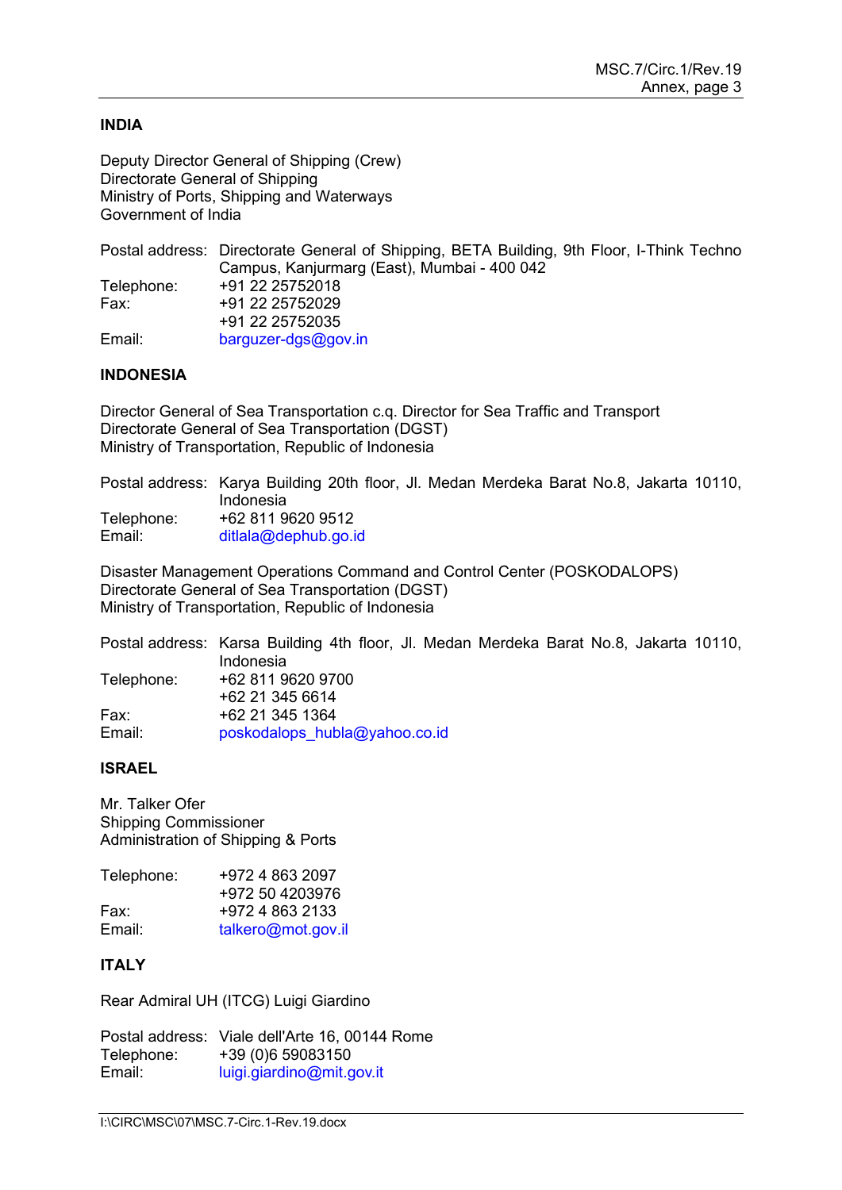**INDIA**

Deputy Director General of Shipping (Crew)
Directorate General of Shipping
Ministry of Ports, Shipping and Waterways
Government of India

| | |
|---|---|
| Postal address: | Directorate General of Shipping, BETA Building, 9th Floor, I-Think Techno Campus, Kanjurmarg (East), Mumbai - 400 042 |
| Telephone: | +91 22 25752018 |
| Fax: | +91 22 25752029<br>+91 22 25752035 |
| Email: | barguzer-dgs@gov.in |

**INDONESIA**

Director General of Sea Transportation c.q. Director for Sea Traffic and Transport
Directorate General of Sea Transportation (DGST)
Ministry of Transportation, Republic of Indonesia

| | |
|---|---|
| Postal address: | Karya Building 20th floor, Jl. Medan Merdeka Barat No.8, Jakarta 10110, Indonesia |
| Telephone: | +62 811 9620 9512 |
| Email: | ditlala@dephub.go.id |

Disaster Management Operations Command and Control Center (POSKODALOPS)
Directorate General of Sea Transportation (DGST)
Ministry of Transportation, Republic of Indonesia

| | |
|---|---|
| Postal address: | Karsa Building 4th floor, Jl. Medan Merdeka Barat No.8, Jakarta 10110, Indonesia |
| Telephone: | +62 811 9620 9700<br>+62 21 345 6614 |
| Fax: | +62 21 345 1364 |
| Email: | poskodalops_hubla@yahoo.co.id |

**ISRAEL**

Mr. Talker Ofer
Shipping Commissioner
Administration of Shipping & Ports

| | |
|---|---|
| Telephone: | +972 4 863 2097<br>+972 50 4203976 |
| Fax: | +972 4 863 2133 |
| Email: | talkero@mot.gov.il |

**ITALY**

Rear Admiral UH (ITCG) Luigi Giardino

| | |
|---|---|
| Postal address: | Viale dell'Arte 16, 00144 Rome |
| Telephone: | +39 (0)6 59083150 |
| Email: | luigi.giardino@mit.gov.it |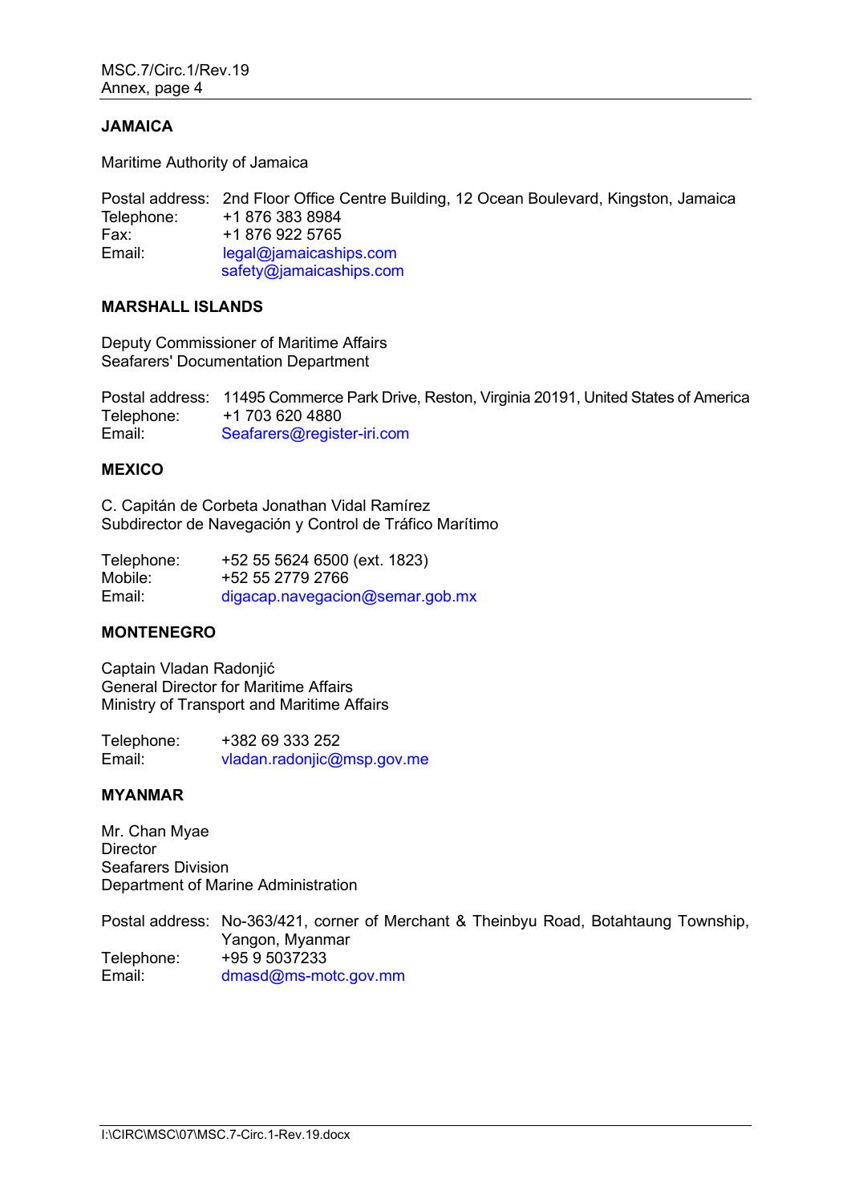## JAMAICA

Maritime Authority of Jamaica

Postal address: 2nd Floor Office Centre Building, 12 Ocean Boulevard, Kingston, Jamaica
Telephone: +1 876 383 8984
Fax: +1 876 922 5765
Email: legal@jamaicaships.com
safety@jamaicaships.com

## MARSHALL ISLANDS

Deputy Commissioner of Maritime Affairs
Seafarers' Documentation Department

Postal address: 11495 Commerce Park Drive, Reston, Virginia 20191, United States of America
Telephone: +1 703 620 4880
Email: Seafarers@register-iri.com

## MEXICO

C. Capitán de Corbeta Jonathan Vidal Ramírez
Subdirector de Navegación y Control de Tráfico Marítimo

Telephone: +52 55 5624 6500 (ext. 1823)
Mobile: +52 55 2779 2766
Email: digacap.navegacion@semar.gob.mx

## MONTENEGRO

Captain Vladan Radonjić
General Director for Maritime Affairs
Ministry of Transport and Maritime Affairs

Telephone: +382 69 333 252
Email: vladan.radonjic@msp.gov.me

## MYANMAR

Mr. Chan Myae
Director
Seafarers Division
Department of Marine Administration

Postal address: No-363/421, corner of Merchant & Theinbyu Road, Botahtaung Township, Yangon, Myanmar
Telephone: +95 9 5037233
Email: dmasd@ms-motc.gov.mm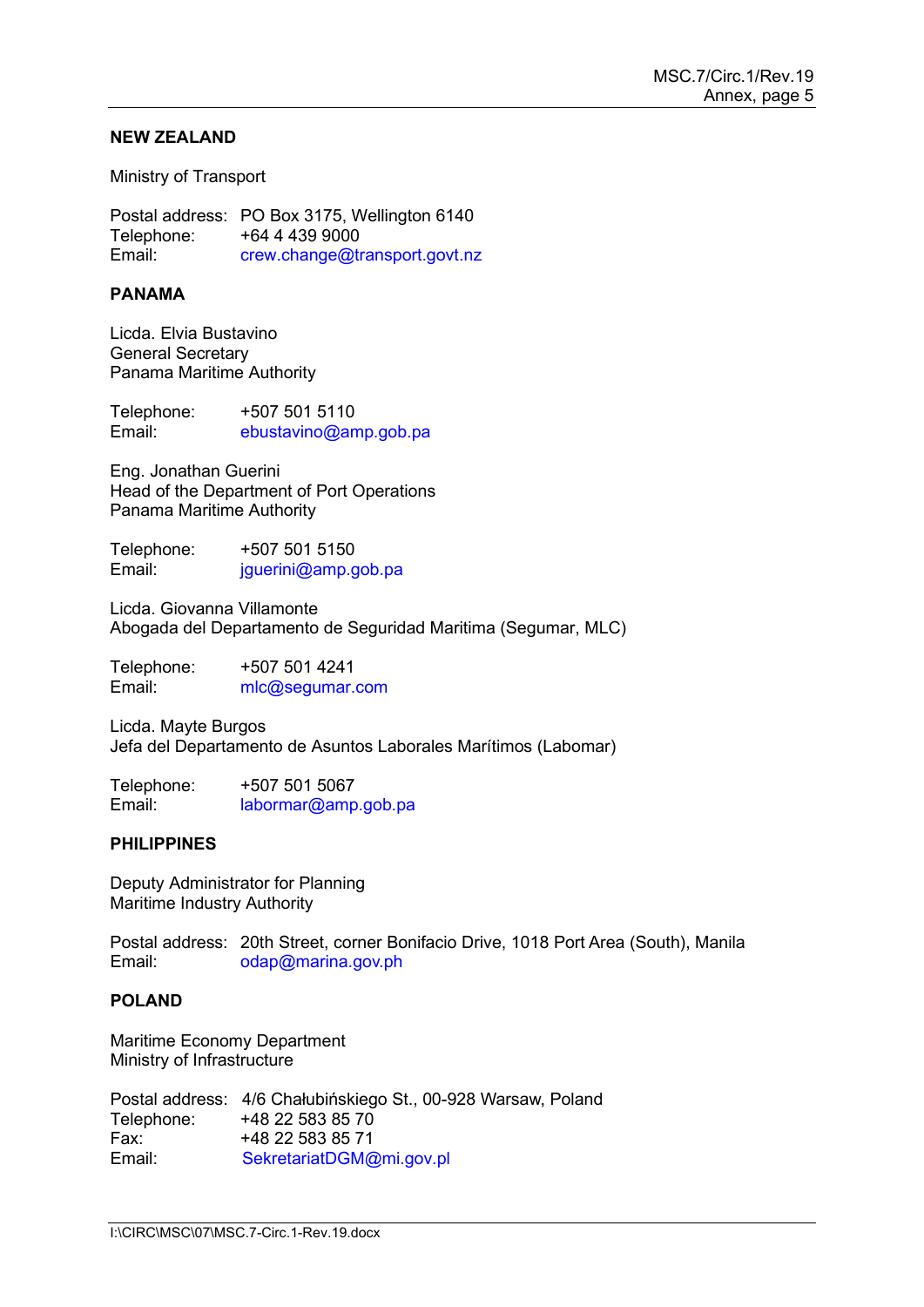**NEW ZEALAND**

Ministry of Transport

Postal address: PO Box 3175, Wellington 6140
Telephone: +64 4 439 9000
Email: crew.change@transport.govt.nz

**PANAMA**

Licda. Elvia Bustavino
General Secretary
Panama Maritime Authority

Telephone: +507 501 5110
Email: ebustavino@amp.gob.pa

Eng. Jonathan Guerini
Head of the Department of Port Operations
Panama Maritime Authority

Telephone: +507 501 5150
Email: jguerini@amp.gob.pa

Licda. Giovanna Villamonte
Abogada del Departamento de Seguridad Maritima (Segumar, MLC)

Telephone: +507 501 4241
Email: mlc@segumar.com

Licda. Mayte Burgos
Jefa del Departamento de Asuntos Laborales Marítimos (Labomar)

Telephone: +507 501 5067
Email: labormar@amp.gob.pa

**PHILIPPINES**

Deputy Administrator for Planning
Maritime Industry Authority

Postal address: 20th Street, corner Bonifacio Drive, 1018 Port Area (South), Manila
Email: odap@marina.gov.ph

**POLAND**

Maritime Economy Department
Ministry of Infrastructure

Postal address: 4/6 Chałubińskiego St., 00-928 Warsaw, Poland
Telephone: +48 22 583 85 70
Fax: +48 22 583 85 71
Email: SekretariatDGM@mi.gov.pl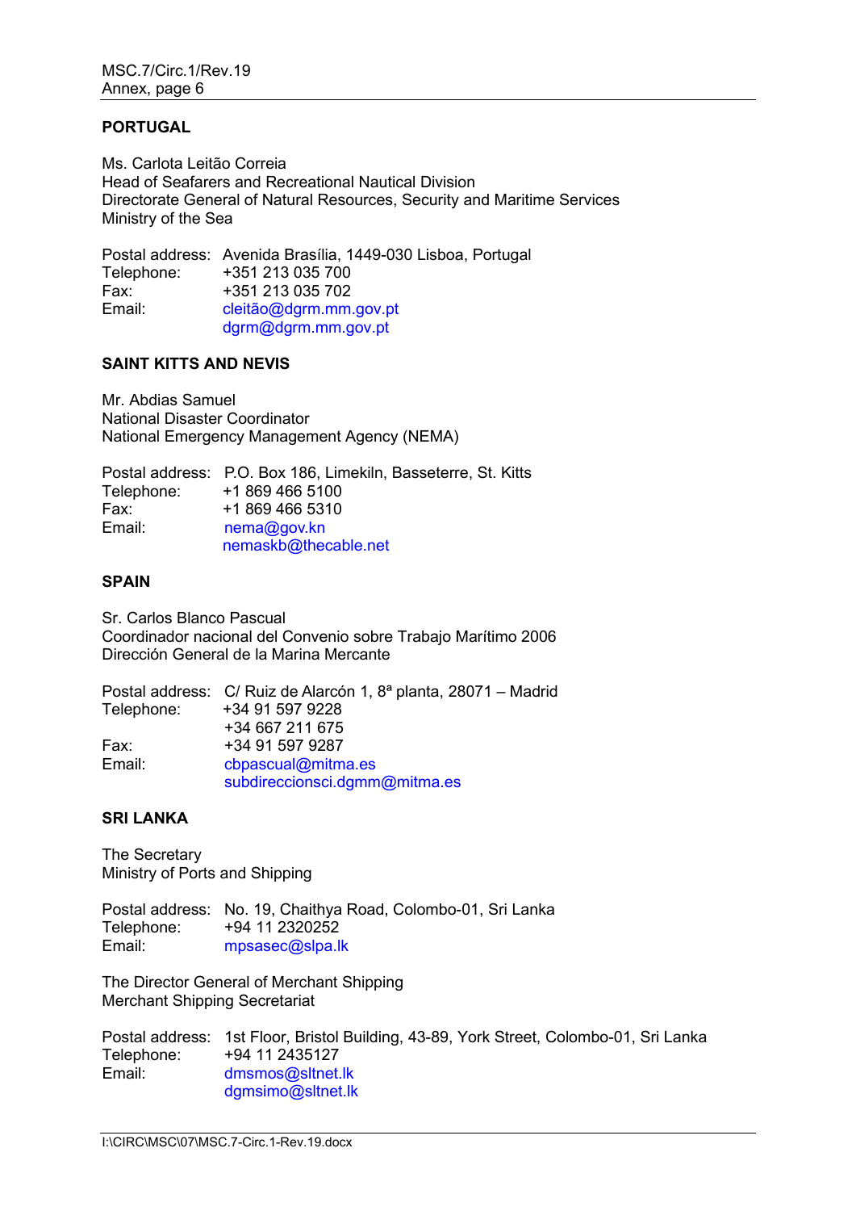## PORTUGAL

Ms. Carlota Leitão Correia
Head of Seafarers and Recreational Nautical Division
Directorate General of Natural Resources, Security and Maritime Services
Ministry of the Sea

Postal address: Avenida Brasília, 1449-030 Lisboa, Portugal
Telephone: +351 213 035 700
Fax: +351 213 035 702
Email: cleitão@dgrm.mm.gov.pt
dgrm@dgrm.mm.gov.pt

## SAINT KITTS AND NEVIS

Mr. Abdias Samuel
National Disaster Coordinator
National Emergency Management Agency (NEMA)

Postal address: P.O. Box 186, Limekiln, Basseterre, St. Kitts
Telephone: +1 869 466 5100
Fax: +1 869 466 5310
Email: nema@gov.kn
nemaskb@thecable.net

## SPAIN

Sr. Carlos Blanco Pascual
Coordinador nacional del Convenio sobre Trabajo Marítimo 2006
Dirección General de la Marina Mercante

Postal address: C/ Ruiz de Alarcón 1, 8ª planta, 28071 – Madrid
Telephone: +34 91 597 9228
+34 667 211 675
Fax: +34 91 597 9287
Email: cbpascual@mitma.es
subdireccionsci.dgmm@mitma.es

## SRI LANKA

The Secretary
Ministry of Ports and Shipping

Postal address: No. 19, Chaithya Road, Colombo-01, Sri Lanka
Telephone: +94 11 2320252
Email: mpsasec@slpa.lk

The Director General of Merchant Shipping
Merchant Shipping Secretariat

Postal address: 1st Floor, Bristol Building, 43-89, York Street, Colombo-01, Sri Lanka
Telephone: +94 11 2435127
Email: dmsmos@sltnet.lk
dgmsimo@sltnet.lk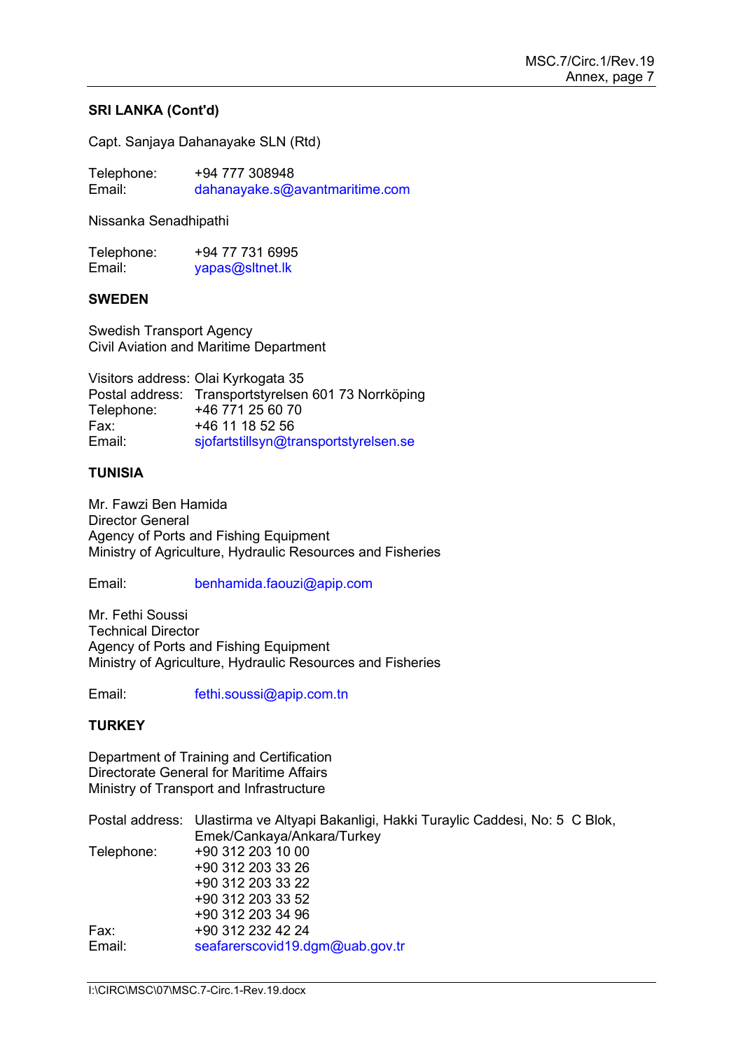**SRI LANKA (Cont'd)**

Capt. Sanjaya Dahanayake SLN (Rtd)

Telephone: +94 777 308948
Email: dahanayake.s@avantmaritime.com

Nissanka Senadhipathi

Telephone: +94 77 731 6995
Email: yapas@sltnet.lk

**SWEDEN**

Swedish Transport Agency
Civil Aviation and Maritime Department

Visitors address: Olai Kyrkogata 35
Postal address: Transportstyrelsen 601 73 Norrköping
Telephone: +46 771 25 60 70
Fax: +46 11 18 52 56
Email: sjofartstillsyn@transportstyrelsen.se

**TUNISIA**

Mr. Fawzi Ben Hamida
Director General
Agency of Ports and Fishing Equipment
Ministry of Agriculture, Hydraulic Resources and Fisheries

Email: benhamida.faouzi@apip.com

Mr. Fethi Soussi
Technical Director
Agency of Ports and Fishing Equipment
Ministry of Agriculture, Hydraulic Resources and Fisheries

Email: fethi.soussi@apip.com.tn

**TURKEY**

Department of Training and Certification
Directorate General for Maritime Affairs
Ministry of Transport and Infrastructure

Postal address: Ulastirma ve Altyapi Bakanligi, Hakki Turaylic Caddesi, No: 5 C Blok, Emek/Cankaya/Ankara/Turkey
Telephone: +90 312 203 10 00
+90 312 203 33 26
+90 312 203 33 22
+90 312 203 33 52
+90 312 203 34 96
Fax: +90 312 232 42 24
Email: seafarerscovid19.dgm@uab.gov.tr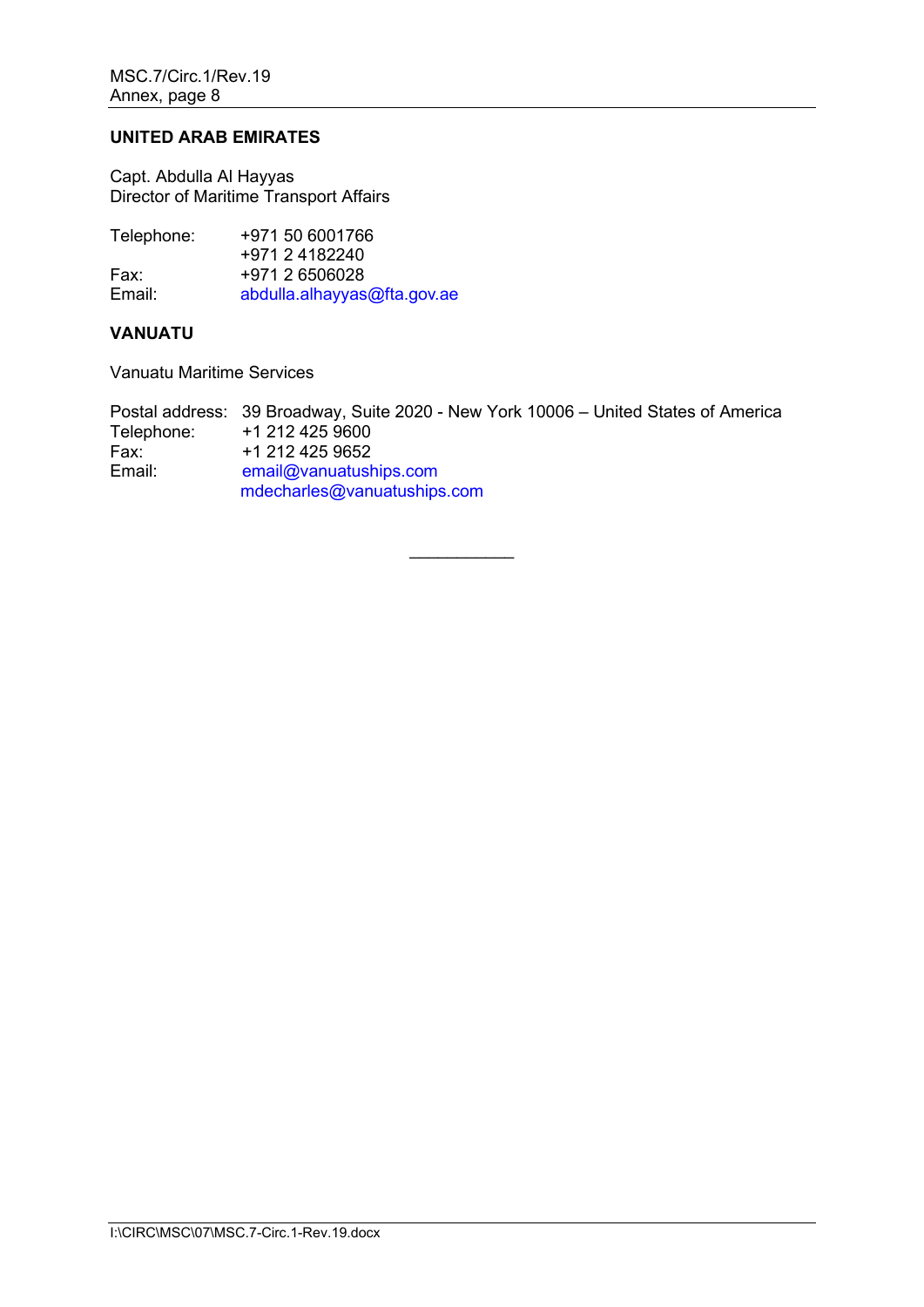**UNITED ARAB EMIRATES**

Capt. Abdulla Al Hayyas
Director of Maritime Transport Affairs

| | |
|---|---|
| Telephone: | +971 50 6001766 |
| | +971 2 4182240 |
| Fax: | +971 2 6506028 |
| Email: | abdulla.alhayyas@fta.gov.ae |

**VANUATU**

Vanuatu Maritime Services

| | |
|---|---|
| Postal address: | 39 Broadway, Suite 2020 - New York 10006 – United States of America |
| Telephone: | +1 212 425 9600 |
| Fax: | +1 212 425 9652 |
| Email: | email@vanuatuships.com |
| | mdecharles@vanuatuships.com |

___________